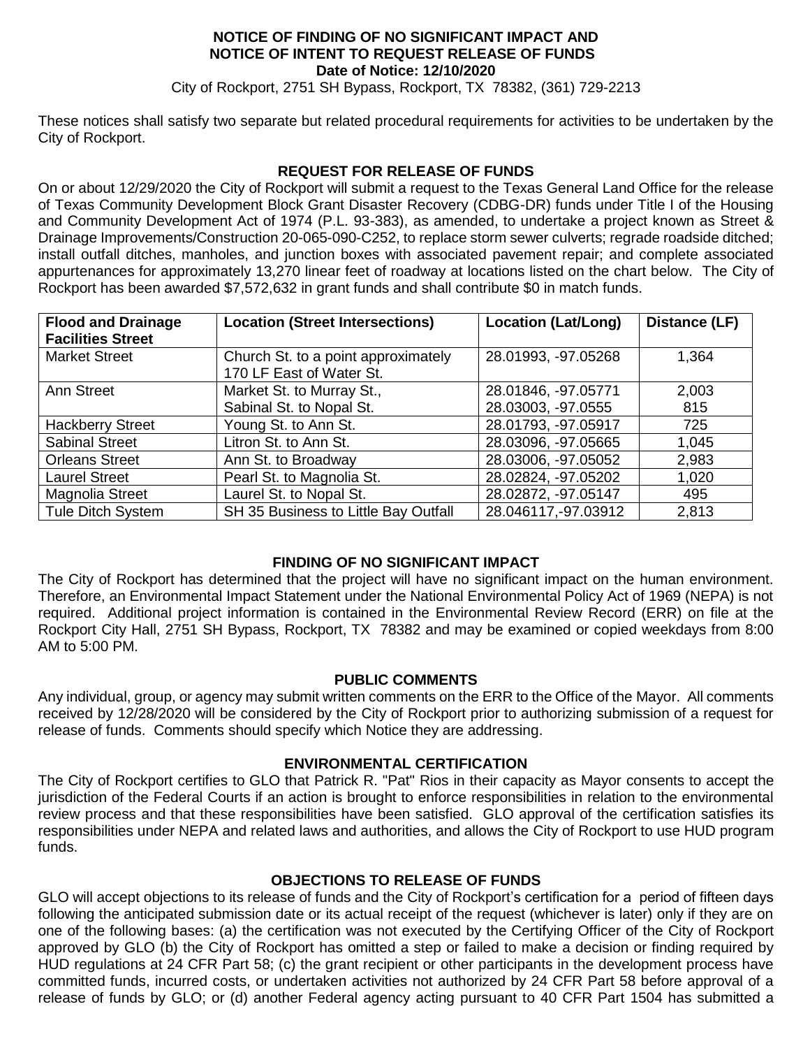**NOTICE OF FINDING OF NO SIGNIFICANT IMPACT AND NOTICE OF INTENT TO REQUEST RELEASE OF FUNDS**
**Date of Notice: 12/10/2020**
City of Rockport, 2751 SH Bypass, Rockport, TX 78382, (361) 729-2213

These notices shall satisfy two separate but related procedural requirements for activities to be undertaken by the City of Rockport.

## REQUEST FOR RELEASE OF FUNDS

On or about 12/29/2020 the City of Rockport will submit a request to the Texas General Land Office for the release of Texas Community Development Block Grant Disaster Recovery (CDBG-DR) funds under Title I of the Housing and Community Development Act of 1974 (P.L. 93-383), as amended, to undertake a project known as Street & Drainage Improvements/Construction 20-065-090-C252, to replace storm sewer culverts; regrade roadside ditched; install outfall ditches, manholes, and junction boxes with associated pavement repair; and complete associated appurtenances for approximately 13,270 linear feet of roadway at locations listed on the chart below. The City of Rockport has been awarded $7,572,632 in grant funds and shall contribute $0 in match funds.

| Flood and Drainage Facilities Street | Location (Street Intersections) | Location (Lat/Long) | Distance (LF) |
|---|---|---|---|
| Market Street | Church St. to a point approximately 170 LF East of Water St. | 28.01993, -97.05268 | 1,364 |
| Ann Street | Market St. to Murray St.,<br>Sabinal St. to Nopal St. | 28.01846, -97.05771<br>28.03003, -97.0555 | 2,003<br>815 |
| Hackberry Street | Young St. to Ann St. | 28.01793, -97.05917 | 725 |
| Sabinal Street | Litron St. to Ann St. | 28.03096, -97.05665 | 1,045 |
| Orleans Street | Ann St. to Broadway | 28.03006, -97.05052 | 2,983 |
| Laurel Street | Pearl St. to Magnolia St. | 28.02824, -97.05202 | 1,020 |
| Magnolia Street | Laurel St. to Nopal St. | 28.02872, -97.05147 | 495 |
| Tule Ditch System | SH 35 Business to Little Bay Outfall | 28.046117,-97.03912 | 2,813 |

## FINDING OF NO SIGNIFICANT IMPACT

The City of Rockport has determined that the project will have no significant impact on the human environment. Therefore, an Environmental Impact Statement under the National Environmental Policy Act of 1969 (NEPA) is not required. Additional project information is contained in the Environmental Review Record (ERR) on file at the Rockport City Hall, 2751 SH Bypass, Rockport, TX 78382 and may be examined or copied weekdays from 8:00 AM to 5:00 PM.

## PUBLIC COMMENTS

Any individual, group, or agency may submit written comments on the ERR to the Office of the Mayor. All comments received by 12/28/2020 will be considered by the City of Rockport prior to authorizing submission of a request for release of funds. Comments should specify which Notice they are addressing.

## ENVIRONMENTAL CERTIFICATION

The City of Rockport certifies to GLO that Patrick R. "Pat" Rios in their capacity as Mayor consents to accept the jurisdiction of the Federal Courts if an action is brought to enforce responsibilities in relation to the environmental review process and that these responsibilities have been satisfied. GLO approval of the certification satisfies its responsibilities under NEPA and related laws and authorities, and allows the City of Rockport to use HUD program funds.

## OBJECTIONS TO RELEASE OF FUNDS

GLO will accept objections to its release of funds and the City of Rockport's certification for a period of fifteen days following the anticipated submission date or its actual receipt of the request (whichever is later) only if they are on one of the following bases: (a) the certification was not executed by the Certifying Officer of the City of Rockport approved by GLO (b) the City of Rockport has omitted a step or failed to make a decision or finding required by HUD regulations at 24 CFR Part 58; (c) the grant recipient or other participants in the development process have committed funds, incurred costs, or undertaken activities not authorized by 24 CFR Part 58 before approval of a release of funds by GLO; or (d) another Federal agency acting pursuant to 40 CFR Part 1504 has submitted a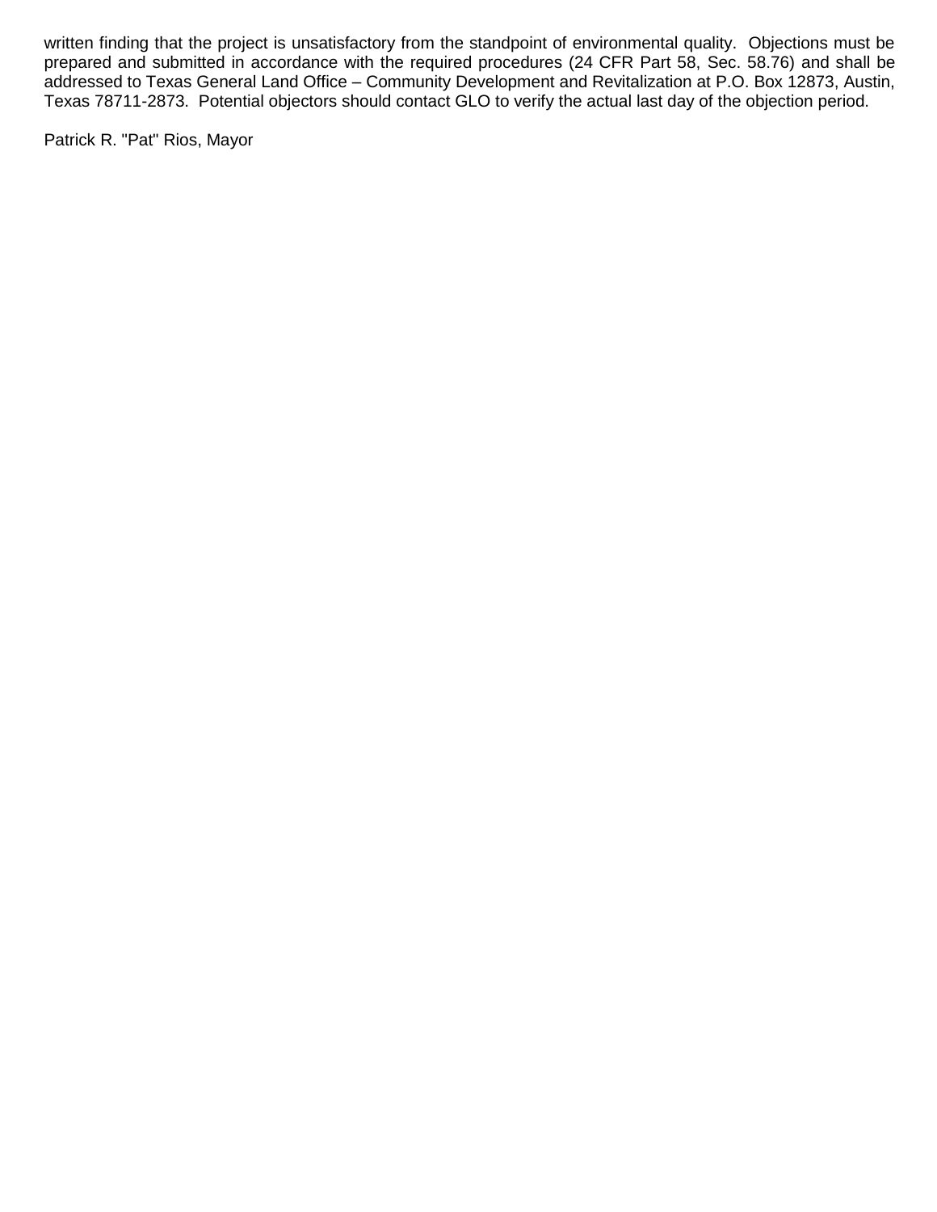written finding that the project is unsatisfactory from the standpoint of environmental quality. Objections must be prepared and submitted in accordance with the required procedures (24 CFR Part 58, Sec. 58.76) and shall be addressed to Texas General Land Office – Community Development and Revitalization at P.O. Box 12873, Austin, Texas 78711-2873. Potential objectors should contact GLO to verify the actual last day of the objection period.

Patrick R. "Pat" Rios, Mayor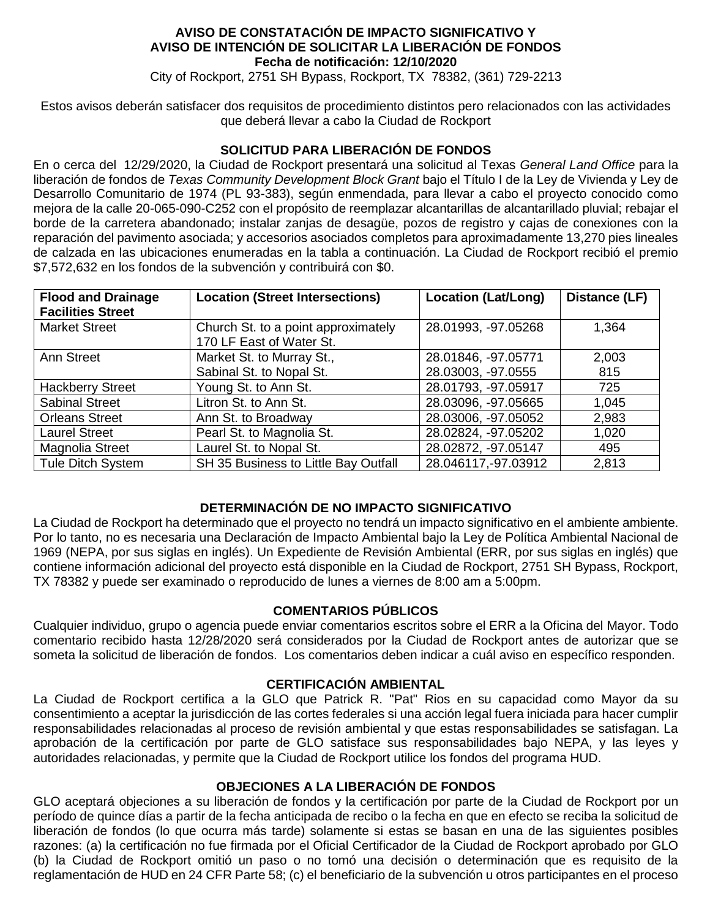**AVISO DE CONSTATACIÓN DE IMPACTO SIGNIFICATIVO Y**
**AVISO DE INTENCIÓN DE SOLICITAR LA LIBERACIÓN DE FONDOS**
**Fecha de notificación: 12/10/2020**

City of Rockport, 2751 SH Bypass, Rockport, TX 78382, (361) 729-2213

Estos avisos deberán satisfacer dos requisitos de procedimiento distintos pero relacionados con las actividades que deberá llevar a cabo la Ciudad de Rockport

## SOLICITUD PARA LIBERACIÓN DE FONDOS

En o cerca del 12/29/2020, la Ciudad de Rockport presentará una solicitud al Texas *General Land Office* para la liberación de fondos de *Texas Community Development Block Grant* bajo el Título I de la Ley de Vivienda y Ley de Desarrollo Comunitario de 1974 (PL 93-383), según enmendada, para llevar a cabo el proyecto conocido como mejora de la calle 20-065-090-C252 con el propósito de reemplazar alcantarillas de alcantarillado pluvial; rebajar el borde de la carretera abandonado; instalar zanjas de desagüe, pozos de registro y cajas de conexiones con la reparación del pavimento asociada; y accesorios asociados completos para aproximadamente 13,270 pies lineales de calzada en las ubicaciones enumeradas en la tabla a continuación. La Ciudad de Rockport recibió el premio $7,572,632 en los fondos de la subvención y contribuirá con $0.

| Flood and Drainage Facilities Street | Location (Street Intersections) | Location (Lat/Long) | Distance (LF) |
|---|---|---|---|
| Market Street | Church St. to a point approximately 170 LF East of Water St. | 28.01993, -97.05268 | 1,364 |
| Ann Street | Market St. to Murray St.,<br>Sabinal St. to Nopal St. | 28.01846, -97.05771<br>28.03003, -97.0555 | 2,003<br>815 |
| Hackberry Street | Young St. to Ann St. | 28.01793, -97.05917 | 725 |
| Sabinal Street | Litron St. to Ann St. | 28.03096, -97.05665 | 1,045 |
| Orleans Street | Ann St. to Broadway | 28.03006, -97.05052 | 2,983 |
| Laurel Street | Pearl St. to Magnolia St. | 28.02824, -97.05202 | 1,020 |
| Magnolia Street | Laurel St. to Nopal St. | 28.02872, -97.05147 | 495 |
| Tule Ditch System | SH 35 Business to Little Bay Outfall | 28.046117,-97.03912 | 2,813 |

## DETERMINACIÓN DE NO IMPACTO SIGNIFICATIVO

La Ciudad de Rockport ha determinado que el proyecto no tendrá un impacto significativo en el ambiente ambiente. Por lo tanto, no es necesaria una Declaración de Impacto Ambiental bajo la Ley de Política Ambiental Nacional de 1969 (NEPA, por sus siglas en inglés). Un Expediente de Revisión Ambiental (ERR, por sus siglas en inglés) que contiene información adicional del proyecto está disponible en la Ciudad de Rockport, 2751 SH Bypass, Rockport, TX 78382 y puede ser examinado o reproducido de lunes a viernes de 8:00 am a 5:00pm.

## COMENTARIOS PÚBLICOS

Cualquier individuo, grupo o agencia puede enviar comentarios escritos sobre el ERR a la Oficina del Mayor. Todo comentario recibido hasta 12/28/2020 será considerados por la Ciudad de Rockport antes de autorizar que se someta la solicitud de liberación de fondos. Los comentarios deben indicar a cuál aviso en específico responden.

## CERTIFICACIÓN AMBIENTAL

La Ciudad de Rockport certifica a la GLO que Patrick R. "Pat" Rios en su capacidad como Mayor da su consentimiento a aceptar la jurisdicción de las cortes federales si una acción legal fuera iniciada para hacer cumplir responsabilidades relacionadas al proceso de revisión ambiental y que estas responsabilidades se satisfagan. La aprobación de la certificación por parte de GLO satisface sus responsabilidades bajo NEPA, y las leyes y autoridades relacionadas, y permite que la Ciudad de Rockport utilice los fondos del programa HUD.

## OBJECIONES A LA LIBERACIÓN DE FONDOS

GLO aceptará objeciones a su liberación de fondos y la certificación por parte de la Ciudad de Rockport por un período de quince días a partir de la fecha anticipada de recibo o la fecha en que en efecto se reciba la solicitud de liberación de fondos (lo que ocurra más tarde) solamente si estas se basan en una de las siguientes posibles razones: (a) la certificación no fue firmada por el Oficial Certificador de la Ciudad de Rockport aprobado por GLO (b) la Ciudad de Rockport omitió un paso o no tomó una decisión o determinación que es requisito de la reglamentación de HUD en 24 CFR Parte 58; (c) el beneficiario de la subvención u otros participantes en el proceso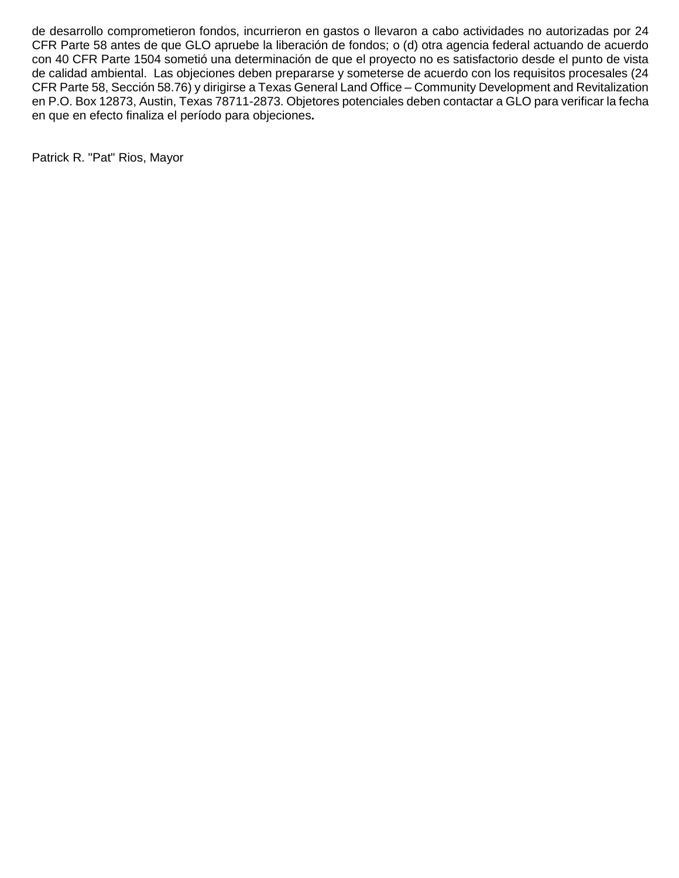de desarrollo comprometieron fondos, incurrieron en gastos o llevaron a cabo actividades no autorizadas por 24 CFR Parte 58 antes de que GLO apruebe la liberación de fondos; o (d) otra agencia federal actuando de acuerdo con 40 CFR Parte 1504 sometió una determinación de que el proyecto no es satisfactorio desde el punto de vista de calidad ambiental. Las objeciones deben prepararse y someterse de acuerdo con los requisitos procesales (24 CFR Parte 58, Sección 58.76) y dirigirse a Texas General Land Office – Community Development and Revitalization en P.O. Box 12873, Austin, Texas 78711-2873. Objetores potenciales deben contactar a GLO para verificar la fecha en que en efecto finaliza el período para objeciones**.**

Patrick R. "Pat" Rios, Mayor